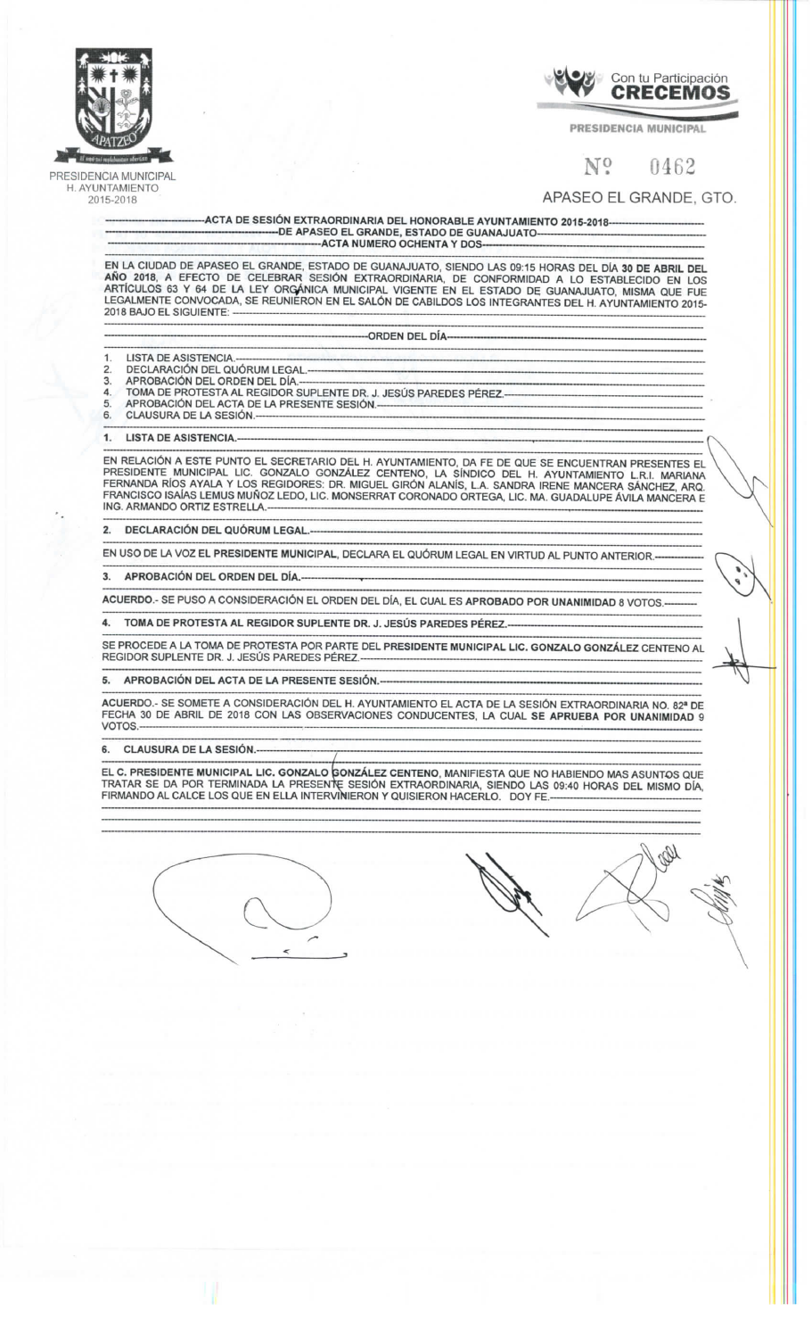PRESIDENCIA MUNICIPAL
H. AYUNTAMIENTO
2015-2018

Con tu Participación
**CRECEMOS**
PRESIDENCIA MUNICIPAL

Nº 0462

APASEO EL GRANDE, GTO.

**ACTA DE SESIÓN EXTRAORDINARIA DEL HONORABLE AYUNTAMIENTO 2015-2018**
**DE APASEO EL GRANDE, ESTADO DE GUANAJUATO**
**ACTA NUMERO OCHENTA Y DOS**

EN LA CIUDAD DE APASEO EL GRANDE, ESTADO DE GUANAJUATO, SIENDO LAS 09:15 HORAS DEL DÍA **30 DE ABRIL DEL AÑO 2018**, A EFECTO DE CELEBRAR SESIÓN EXTRAORDINARIA, DE CONFORMIDAD A LO ESTABLECIDO EN LOS ARTÍCULOS 63 Y 64 DE LA LEY ORGÁNICA MUNICIPAL VIGENTE EN EL ESTADO DE GUANAJUATO, MISMA QUE FUE LEGALMENTE CONVOCADA, SE REUNIERON EN EL SALÓN DE CABILDOS LOS INTEGRANTES DEL H. AYUNTAMIENTO 2015-2018 BAJO EL SIGUIENTE:

**ORDEN DEL DÍA**

1. LISTA DE ASISTENCIA.
2. DECLARACIÓN DEL QUÓRUM LEGAL.
3. APROBACIÓN DEL ORDEN DEL DÍA.
4. TOMA DE PROTESTA AL REGIDOR SUPLENTE DR. J. JESÚS PAREDES PÉREZ.
5. APROBACIÓN DEL ACTA DE LA PRESENTE SESIÓN.
6. CLAUSURA DE LA SESIÓN.

**1. LISTA DE ASISTENCIA.**

EN RELACIÓN A ESTE PUNTO EL SECRETARIO DEL H. AYUNTAMIENTO, DA FE DE QUE SE ENCUENTRAN PRESENTES EL PRESIDENTE MUNICIPAL LIC. GONZALO GONZÁLEZ CENTENO, LA SÍNDICO DEL H. AYUNTAMIENTO L.R.I. MARIANA FERNANDA RÍOS AYALA Y LOS REGIDORES: DR. MIGUEL GIRÓN ALANÍS, L.A. SANDRA IRENE MANCERA SÁNCHEZ, ARQ. FRANCISCO ISAÍAS LEMUS MUÑOZ LEDO, LIC. MONSERRAT CORONADO ORTEGA, LIC. MA. GUADALUPE ÁVILA MANCERA E ING. ARMANDO ORTIZ ESTRELLA.

**2. DECLARACIÓN DEL QUÓRUM LEGAL.**

EN USO DE LA VOZ **EL PRESIDENTE MUNICIPAL**, DECLARA EL QUÓRUM LEGAL EN VIRTUD AL PUNTO ANTERIOR.

**3. APROBACIÓN DEL ORDEN DEL DÍA.**

**ACUERDO**.- SE PUSO A CONSIDERACIÓN EL ORDEN DEL DÍA, EL CUAL ES **APROBADO POR UNANIMIDAD** 8 VOTOS.

**4. TOMA DE PROTESTA AL REGIDOR SUPLENTE DR. J. JESÚS PAREDES PÉREZ.**

SE PROCEDE A LA TOMA DE PROTESTA POR PARTE DEL **PRESIDENTE MUNICIPAL LIC. GONZALO GONZÁLEZ** CENTENO AL REGIDOR SUPLENTE DR. J. JESÚS PAREDES PÉREZ.

**5. APROBACIÓN DEL ACTA DE LA PRESENTE SESIÓN.**

**ACUERDO**.- SE SOMETE A CONSIDERACIÓN DEL H. AYUNTAMIENTO EL ACTA DE LA SESIÓN EXTRAORDINARIA NO. 82ª DE FECHA 30 DE ABRIL DE 2018 CON LAS OBSERVACIONES CONDUCENTES, LA CUAL **SE APRUEBA POR UNANIMIDAD** 9 VOTOS.

**6. CLAUSURA DE LA SESIÓN.**

EL **C. PRESIDENTE MUNICIPAL LIC. GONZALO GONZÁLEZ CENTENO**, MANIFIESTA QUE NO HABIENDO MAS ASUNTOS QUE TRATAR SE DA POR TERMINADA LA PRESENTE SESIÓN EXTRAORDINARIA, SIENDO LAS 09:40 HORAS DEL MISMO DÍA, FIRMANDO AL CALCE LOS QUE EN ELLA INTERVINIERON Y QUISIERON HACERLO. DOY FE.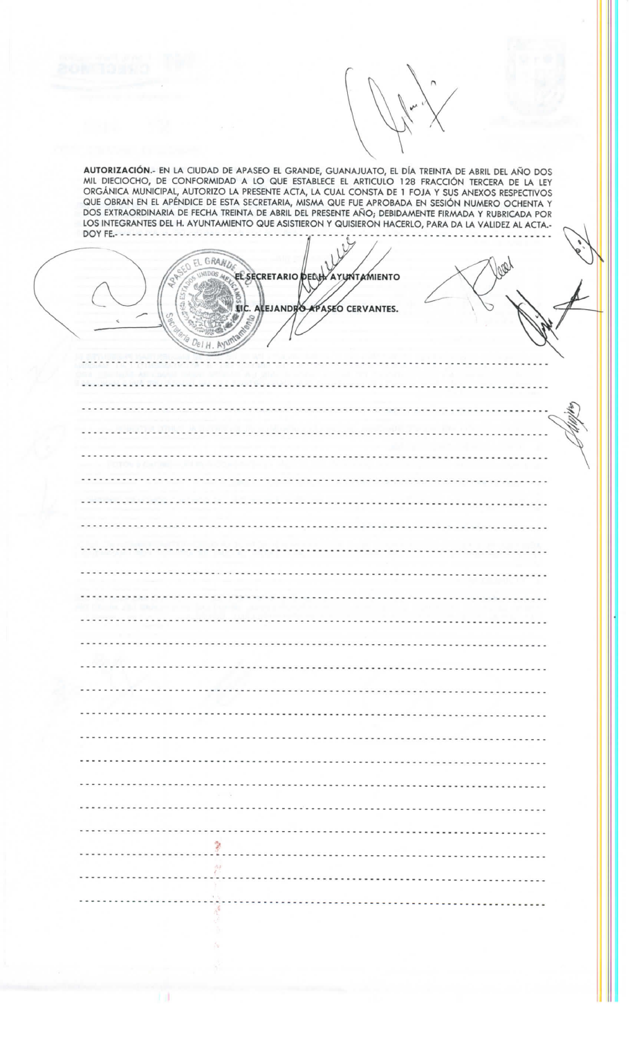**AUTORIZACIÓN**.- EN LA CIUDAD DE APASEO EL GRANDE, GUANAJUATO, EL DÍA TREINTA DE ABRIL DEL AÑO DOS MIL DIECIOCHO, DE CONFORMIDAD A LO QUE ESTABLECE EL ARTICULO 128 FRACCIÓN TERCERA DE LA LEY ORGÁNICA MUNICIPAL, AUTORIZO LA PRESENTE ACTA, LA CUAL CONSTA DE 1 FOJA Y SUS ANEXOS RESPECTIVOS QUE OBRAN EN EL APÉNDICE DE ESTA SECRETARIA, MISMA QUE FUE APROBADA EN SESIÓN NUMERO OCHENTA Y DOS EXTRAORDINARIA DE FECHA TREINTA DE ABRIL DEL PRESENTE AÑO; DEBIDAMENTE FIRMADA Y RUBRICADA POR LOS INTEGRANTES DEL H. AYUNTAMIENTO QUE ASISTIERON Y QUISIERON HACERLO, PARA DA LA VALIDEZ AL ACTA.- DOY FE.-

EL SECRETARIO DEL H. AYUNTAMIENTO

LIC. ALEJANDRO APASEO CERVANTES.